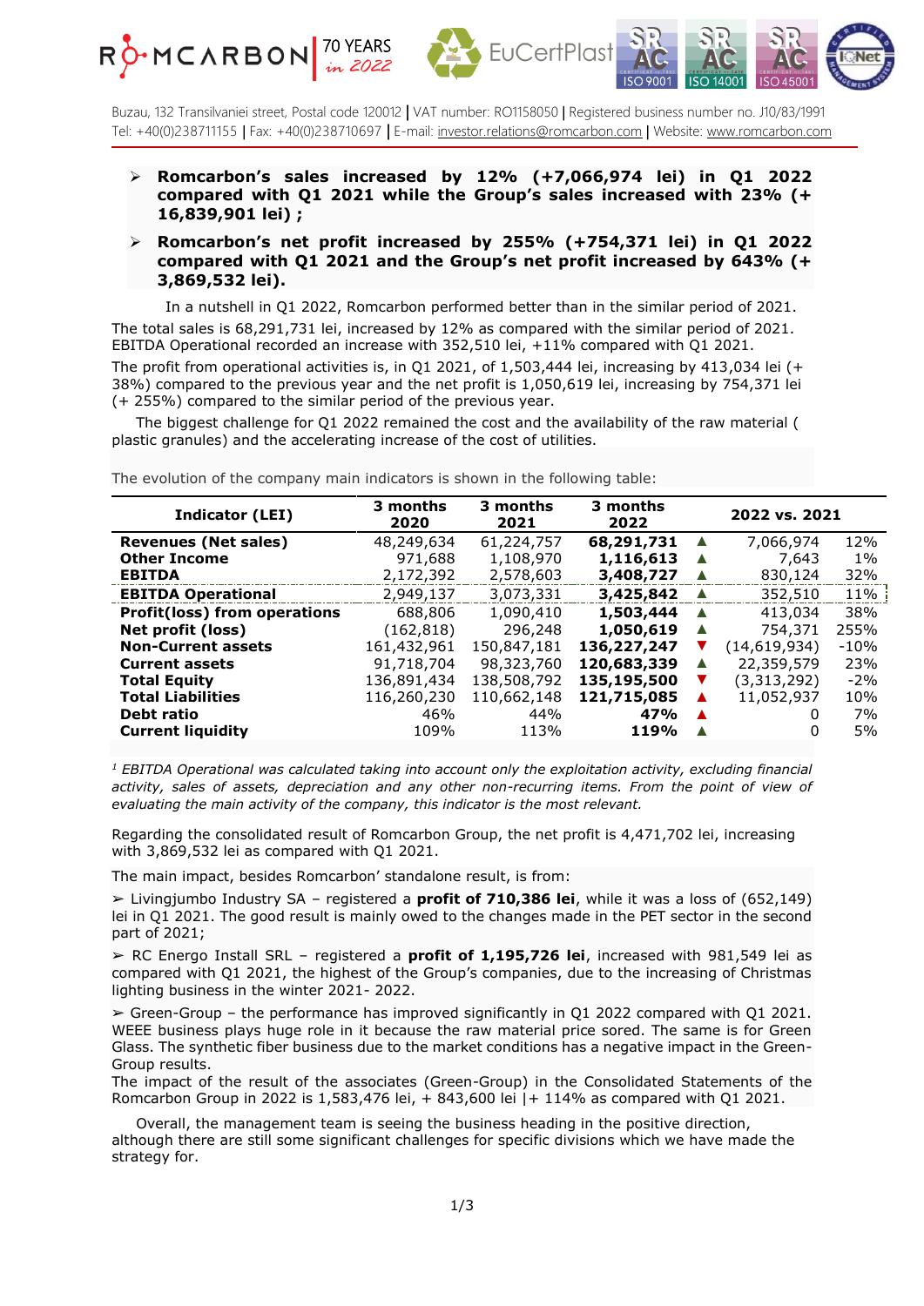Buzau, 132 Transilvaniei street, Postal code 120012 | VAT number: RO1158050 | Registered business number no. J10/83/1991
Tel: +40(0)238711155 | Fax: +40(0)238710697 | E-mail: investor.relations@romcarbon.com | Website: www.romcarbon.com

- **Romcarbon's sales increased by 12% (+7,066,974 lei) in Q1 2022 compared with Q1 2021 while the Group's sales increased with 23% (+ 16,839,901 lei) ;**
- **Romcarbon's net profit increased by 255% (+754,371 lei) in Q1 2022 compared with Q1 2021 and the Group's net profit increased by 643% (+ 3,869,532 lei).**

In a nutshell in Q1 2022, Romcarbon performed better than in the similar period of 2021.
The total sales is 68,291,731 lei, increased by 12% as compared with the similar period of 2021.
EBITDA Operational recorded an increase with 352,510 lei, +11% compared with Q1 2021.

The profit from operational activities is, in Q1 2021, of 1,503,444 lei, increasing by 413,034 lei (+ 38%) compared to the previous year and the net profit is 1,050,619 lei, increasing by 754,371 lei (+ 255%) compared to the similar period of the previous year.

The biggest challenge for Q1 2022 remained the cost and the availability of the raw material ( plastic granules) and the accelerating increase of the cost of utilities.

The evolution of the company main indicators is shown in the following table:

| Indicator (LEI) | 3 months 2020 | 3 months 2021 | 3 months 2022 | | 2022 vs. 2021 | |
|---|---|---|---|---|---|---|
| **Revenues (Net sales)** | 48,249,634 | 61,224,757 | **68,291,731** | ▲ | 7,066,974 | 12% |
| **Other Income** | 971,688 | 1,108,970 | **1,116,613** | ▲ | 7,643 | 1% |
| **EBITDA** | 2,172,392 | 2,578,603 | **3,408,727** | ▲ | 830,124 | 32% |
| **EBITDA Operational** | 2,949,137 | 3,073,331 | **3,425,842** | ▲ | 352,510 | 11% |
| **Profit(loss) from operations** | 688,806 | 1,090,410 | **1,503,444** | ▲ | 413,034 | 38% |
| **Net profit (loss)** | (162,818) | 296,248 | **1,050,619** | ▲ | 754,371 | 255% |
| **Non-Current assets** | 161,432,961 | 150,847,181 | **136,227,247** | ▼ | (14,619,934) | -10% |
| **Current assets** | 91,718,704 | 98,323,760 | **120,683,339** | ▲ | 22,359,579 | 23% |
| **Total Equity** | 136,891,434 | 138,508,792 | **135,195,500** | ▼ | (3,313,292) | -2% |
| **Total Liabilities** | 116,260,230 | 110,662,148 | **121,715,085** | ▲ | 11,052,937 | 10% |
| **Debt ratio** | 46% | 44% | **47%** | ▲ | 0 | 7% |
| **Current liquidity** | 109% | 113% | **119%** | ▲ | 0 | 5% |

*[1] EBITDA Operational was calculated taking into account only the exploitation activity, excluding financial activity, sales of assets, depreciation and any other non-recurring items. From the point of view of evaluating the main activity of the company, this indicator is the most relevant.*

Regarding the consolidated result of Romcarbon Group, the net profit is 4,471,702 lei, increasing with 3,869,532 lei as compared with Q1 2021.

The main impact, besides Romcarbon' standalone result, is from:

➢ Livingjumbo Industry SA – registered a **profit of 710,386 lei**, while it was a loss of (652,149) lei in Q1 2021. The good result is mainly owed to the changes made in the PET sector in the second part of 2021;

➢ RC Energo Install SRL – registered a **profit of 1,195,726 lei**, increased with 981,549 lei as compared with Q1 2021, the highest of the Group's companies, due to the increasing of Christmas lighting business in the winter 2021- 2022.

➢ Green-Group – the performance has improved significantly in Q1 2022 compared with Q1 2021. WEEE business plays huge role in it because the raw material price sored. The same is for Green Glass. The synthetic fiber business due to the market conditions has a negative impact in the Green-Group results.
The impact of the result of the associates (Green-Group) in the Consolidated Statements of the Romcarbon Group in 2022 is 1,583,476 lei, + 843,600 lei |+ 114% as compared with Q1 2021.

Overall, the management team is seeing the business heading in the positive direction, although there are still some significant challenges for specific divisions which we have made the strategy for.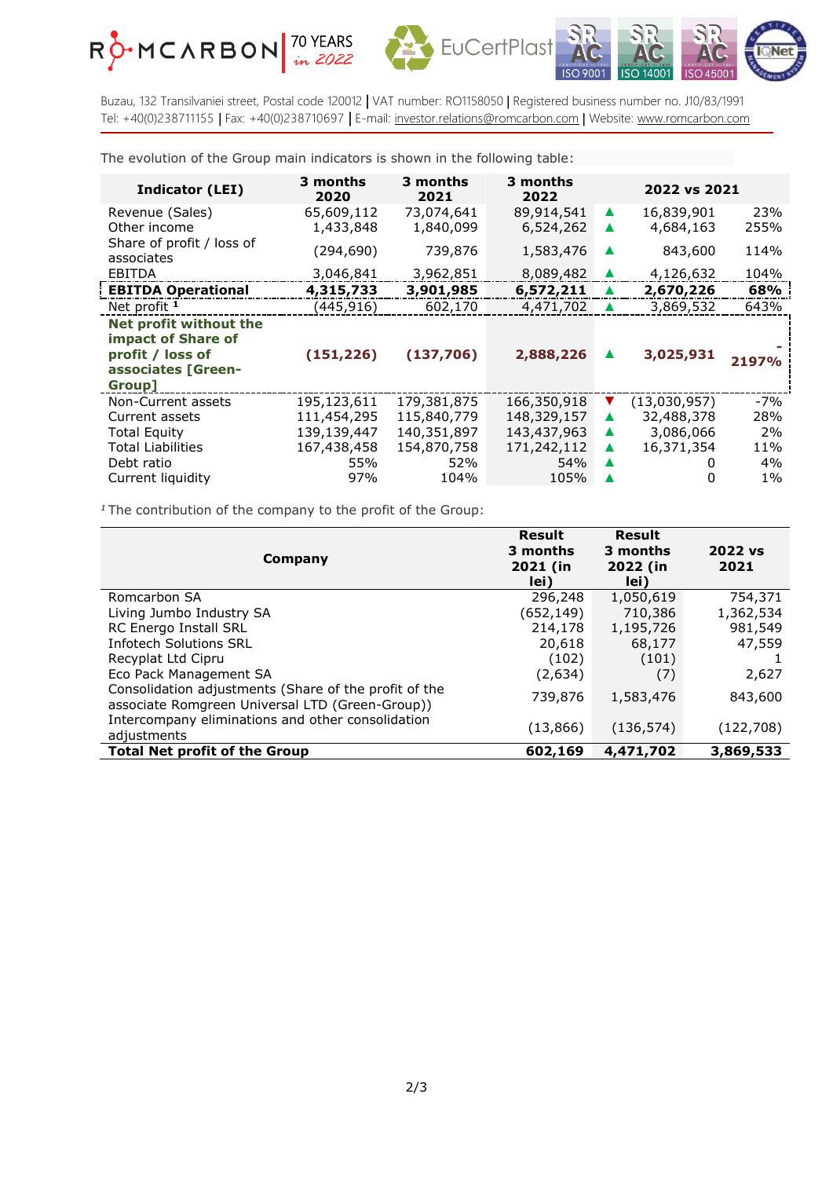Buzau, 132 Transilvaniei street, Postal code 120012 | VAT number: RO1158050 | Registered business number no. J10/83/1991
Tel: +40(0)238711155 | Fax: +40(0)238710697 | E-mail: investor.relations@romcarbon.com | Website: www.romcarbon.com

The evolution of the Group main indicators is shown in the following table:

| Indicator (LEI) | 3 months 2020 | 3 months 2021 | 3 months 2022 | | 2022 vs 2021 | |
|---|---|---|---|---|---|---|
| Revenue (Sales) | 65,609,112 | 73,074,641 | 89,914,541 | ▲ | 16,839,901 | 23% |
| Other income | 1,433,848 | 1,840,099 | 6,524,262 | ▲ | 4,684,163 | 255% |
| Share of profit / loss of associates | (294,690) | 739,876 | 1,583,476 | ▲ | 843,600 | 114% |
| EBITDA | 3,046,841 | 3,962,851 | 8,089,482 | ▲ | 4,126,632 | 104% |
| **EBITDA Operational** | **4,315,733** | **3,901,985** | **6,572,211** | ▲ | **2,670,226** | **68%** |
| Net profit [1] | (445,916) | 602,170 | 4,471,702 | ▲ | 3,869,532 | 643% |
| **Net profit without the impact of Share of profit / loss of associates [Green-Group]** | **(151,226)** | **(137,706)** | **2,888,226** | ▲ | **3,025,931** | **-2197%** |
| Non-Current assets | 195,123,611 | 179,381,875 | 166,350,918 | ▼ | (13,030,957) | -7% |
| Current assets | 111,454,295 | 115,840,779 | 148,329,157 | ▲ | 32,488,378 | 28% |
| Total Equity | 139,139,447 | 140,351,897 | 143,437,963 | ▲ | 3,086,066 | 2% |
| Total Liabilities | 167,438,458 | 154,870,758 | 171,242,112 | ▲ | 16,371,354 | 11% |
| Debt ratio | 55% | 52% | 54% | ▲ | 0 | 4% |
| Current liquidity | 97% | 104% | 105% | ▲ | 0 | 1% |

[1] The contribution of the company to the profit of the Group:

| Company | Result 3 months 2021 (in lei) | Result 3 months 2022 (in lei) | 2022 vs 2021 |
|---|---|---|---|
| Romcarbon SA | 296,248 | 1,050,619 | 754,371 |
| Living Jumbo Industry SA | (652,149) | 710,386 | 1,362,534 |
| RC Energo Install SRL | 214,178 | 1,195,726 | 981,549 |
| Infotech Solutions SRL | 20,618 | 68,177 | 47,559 |
| Recyplat Ltd Cipru | (102) | (101) | 1 |
| Eco Pack Management SA | (2,634) | (7) | 2,627 |
| Consolidation adjustments (Share of the profit of the associate Romgreen Universal LTD (Green-Group)) | 739,876 | 1,583,476 | 843,600 |
| Intercompany eliminations and other consolidation adjustments | (13,866) | (136,574) | (122,708) |
| **Total Net profit of the Group** | **602,169** | **4,471,702** | **3,869,533** |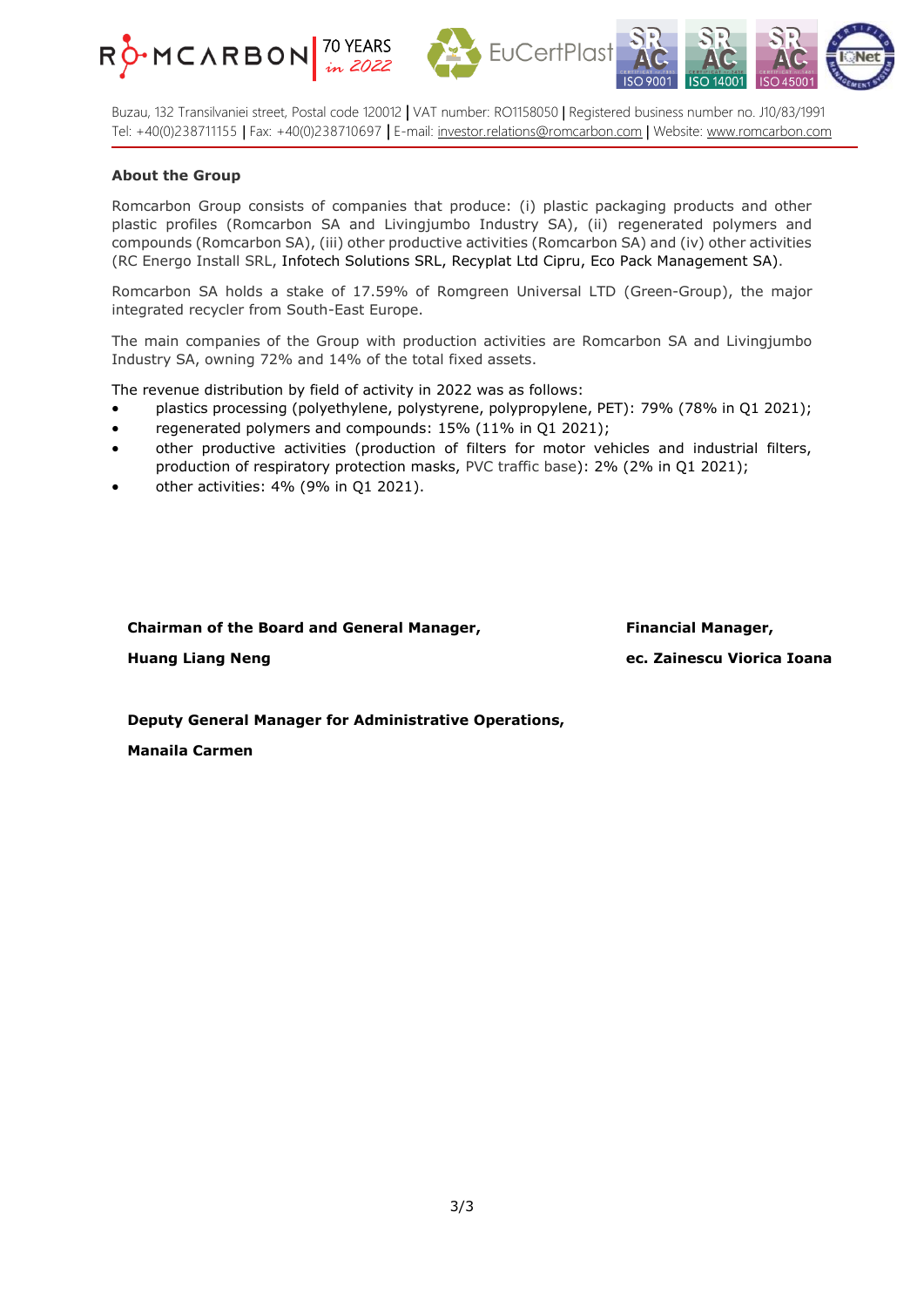Buzau, 132 Transilvaniei street, Postal code 120012 | VAT number: RO1158050 | Registered business number no. J10/83/1991
Tel: +40(0)238711155 | Fax: +40(0)238710697 | E-mail: investor.relations@romcarbon.com | Website: www.romcarbon.com

**About the Group**

Romcarbon Group consists of companies that produce: (i) plastic packaging products and other plastic profiles (Romcarbon SA and Livingjumbo Industry SA), (ii) regenerated polymers and compounds (Romcarbon SA), (iii) other productive activities (Romcarbon SA) and (iv) other activities (RC Energo Install SRL, Infotech Solutions SRL, Recyplat Ltd Cipru, Eco Pack Management SA).

Romcarbon SA holds a stake of 17.59% of Romgreen Universal LTD (Green-Group), the major integrated recycler from South-East Europe.

The main companies of the Group with production activities are Romcarbon SA and Livingjumbo Industry SA, owning 72% and 14% of the total fixed assets.

The revenue distribution by field of activity in 2022 was as follows:

- plastics processing (polyethylene, polystyrene, polypropylene, PET): 79% (78% in Q1 2021);
- regenerated polymers and compounds: 15% (11% in Q1 2021);
- other productive activities (production of filters for motor vehicles and industrial filters, production of respiratory protection masks, PVC traffic base): 2% (2% in Q1 2021);
- other activities: 4% (9% in Q1 2021).

**Chairman of the Board and General Manager,**

**Huang Liang Neng**

**Financial Manager,**

**ec. Zainescu Viorica Ioana**

**Deputy General Manager for Administrative Operations,**

**Manaila Carmen**